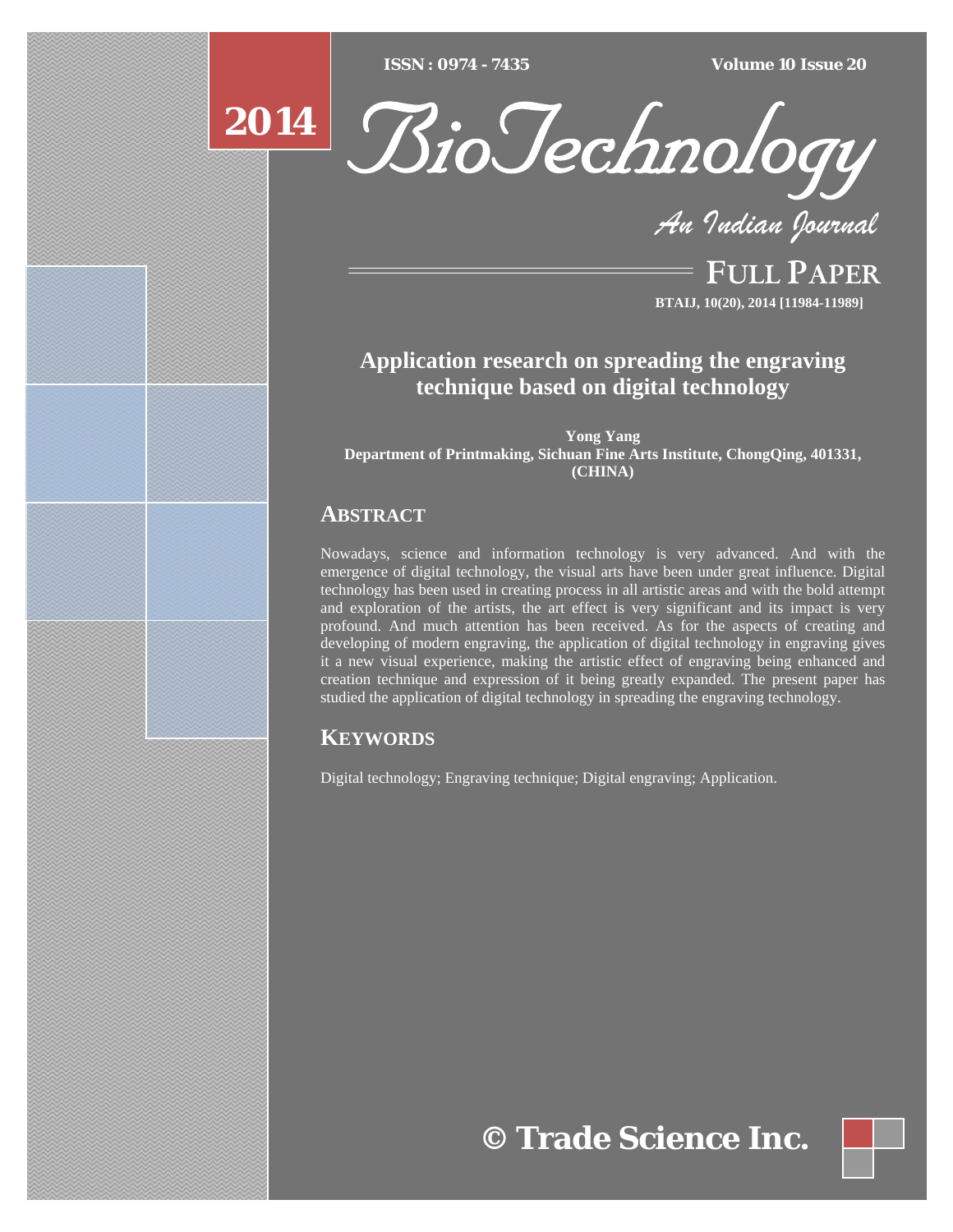# Application research on spreading the engraving technique based on digital technology

**Yong Yang**
**Department of Printmaking, Sichuan Fine Arts Institute, ChongQing, 401331, (CHINA)**

## ABSTRACT

Nowadays, science and information technology is very advanced. And with the emergence of digital technology, the visual arts have been under great influence. Digital technology has been used in creating process in all artistic areas and with the bold attempt and exploration of the artists, the art effect is very significant and its impact is very profound. And much attention has been received. As for the aspects of creating and developing of modern engraving, the application of digital technology in engraving gives it a new visual experience, making the artistic effect of engraving being enhanced and creation technique and expression of it being greatly expanded. The present paper has studied the application of digital technology in spreading the engraving technology.

## KEYWORDS

Digital technology; Engraving technique; Digital engraving; Application.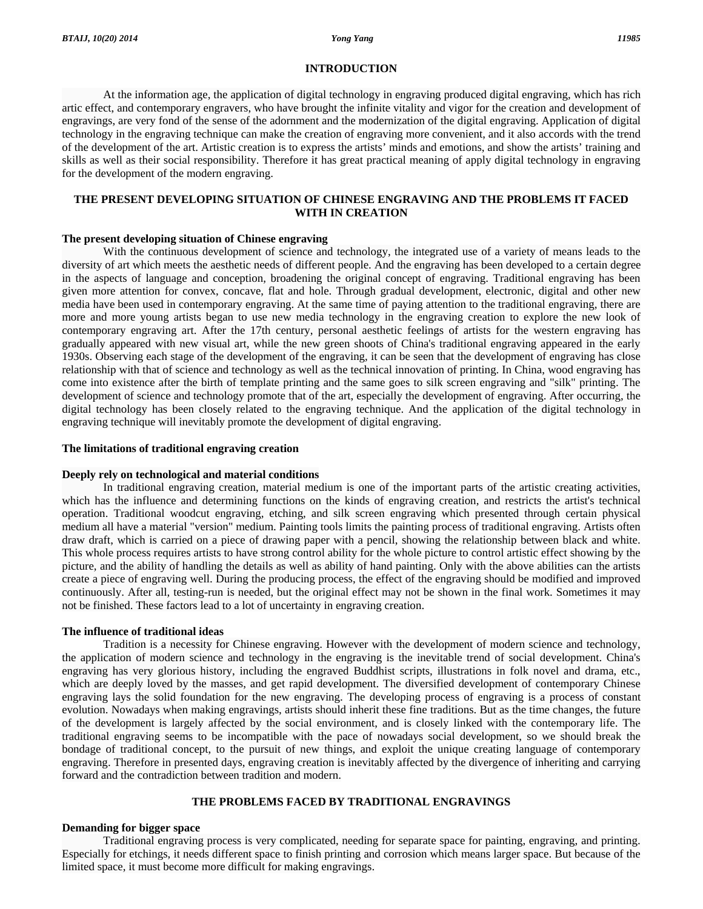## INTRODUCTION

At the information age, the application of digital technology in engraving produced digital engraving, which has rich artic effect, and contemporary engravers, who have brought the infinite vitality and vigor for the creation and development of engravings, are very fond of the sense of the adornment and the modernization of the digital engraving. Application of digital technology in the engraving technique can make the creation of engraving more convenient, and it also accords with the trend of the development of the art. Artistic creation is to express the artists' minds and emotions, and show the artists' training and skills as well as their social responsibility. Therefore it has great practical meaning of apply digital technology in engraving for the development of the modern engraving.

## THE PRESENT DEVELOPING SITUATION OF CHINESE ENGRAVING AND THE PROBLEMS IT FACED WITH IN CREATION

### The present developing situation of Chinese engraving

With the continuous development of science and technology, the integrated use of a variety of means leads to the diversity of art which meets the aesthetic needs of different people. And the engraving has been developed to a certain degree in the aspects of language and conception, broadening the original concept of engraving. Traditional engraving has been given more attention for convex, concave, flat and hole. Through gradual development, electronic, digital and other new media have been used in contemporary engraving. At the same time of paying attention to the traditional engraving, there are more and more young artists began to use new media technology in the engraving creation to explore the new look of contemporary engraving art. After the 17th century, personal aesthetic feelings of artists for the western engraving has gradually appeared with new visual art, while the new green shoots of China's traditional engraving appeared in the early 1930s. Observing each stage of the development of the engraving, it can be seen that the development of engraving has close relationship with that of science and technology as well as the technical innovation of printing. In China, wood engraving has come into existence after the birth of template printing and the same goes to silk screen engraving and "silk" printing. The development of science and technology promote that of the art, especially the development of engraving. After occurring, the digital technology has been closely related to the engraving technique. And the application of the digital technology in engraving technique will inevitably promote the development of digital engraving.

### The limitations of traditional engraving creation

#### Deeply rely on technological and material conditions

In traditional engraving creation, material medium is one of the important parts of the artistic creating activities, which has the influence and determining functions on the kinds of engraving creation, and restricts the artist's technical operation. Traditional woodcut engraving, etching, and silk screen engraving which presented through certain physical medium all have a material "version" medium. Painting tools limits the painting process of traditional engraving. Artists often draw draft, which is carried on a piece of drawing paper with a pencil, showing the relationship between black and white. This whole process requires artists to have strong control ability for the whole picture to control artistic effect showing by the picture, and the ability of handling the details as well as ability of hand painting. Only with the above abilities can the artists create a piece of engraving well. During the producing process, the effect of the engraving should be modified and improved continuously. After all, testing-run is needed, but the original effect may not be shown in the final work. Sometimes it may not be finished. These factors lead to a lot of uncertainty in engraving creation.

#### The influence of traditional ideas

Tradition is a necessity for Chinese engraving. However with the development of modern science and technology, the application of modern science and technology in the engraving is the inevitable trend of social development. China's engraving has very glorious history, including the engraved Buddhist scripts, illustrations in folk novel and drama, etc., which are deeply loved by the masses, and get rapid development. The diversified development of contemporary Chinese engraving lays the solid foundation for the new engraving. The developing process of engraving is a process of constant evolution. Nowadays when making engravings, artists should inherit these fine traditions. But as the time changes, the future of the development is largely affected by the social environment, and is closely linked with the contemporary life. The traditional engraving seems to be incompatible with the pace of nowadays social development, so we should break the bondage of traditional concept, to the pursuit of new things, and exploit the unique creating language of contemporary engraving. Therefore in presented days, engraving creation is inevitably affected by the divergence of inheriting and carrying forward and the contradiction between tradition and modern.

## THE PROBLEMS FACED BY TRADITIONAL ENGRAVINGS

### Demanding for bigger space

Traditional engraving process is very complicated, needing for separate space for painting, engraving, and printing. Especially for etchings, it needs different space to finish printing and corrosion which means larger space. But because of the limited space, it must become more difficult for making engravings.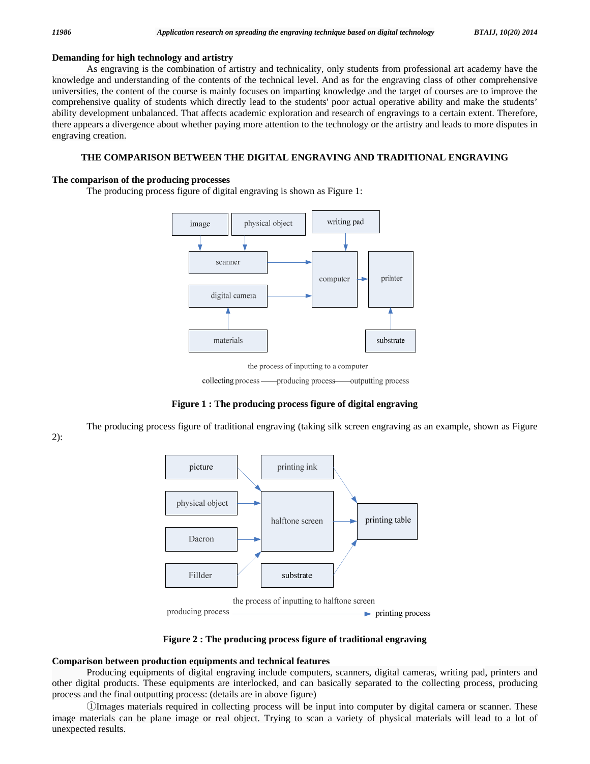### Demanding for high technology and artistry

As engraving is the combination of artistry and technicality, only students from professional art academy have the knowledge and understanding of the contents of the technical level. And as for the engraving class of other comprehensive universities, the content of the course is mainly focuses on imparting knowledge and the target of courses are to improve the comprehensive quality of students which directly lead to the students' poor actual operative ability and make the students' ability development unbalanced. That affects academic exploration and research of engravings to a certain extent. Therefore, there appears a divergence about whether paying more attention to the technology or the artistry and leads to more disputes in engraving creation.

## THE COMPARISON BETWEEN THE DIGITAL ENGRAVING AND TRADITIONAL ENGRAVING

### The comparison of the producing processes

The producing process figure of digital engraving is shown as Figure 1:

image
physical object
writing pad
scanner
computer
printer
digital camera
materials
substrate
the process of inputting to a computer
collecting process——producing process——outputting process

**Figure 1 : The producing process figure of digital engraving**

The producing process figure of traditional engraving (taking silk screen engraving as an example, shown as Figure 2):

picture
printing ink
physical object
halftone screen
printing table
Dacron
Fillder
substrate
the process of inputting to halftone screen
producing process → printing process

**Figure 2 : The producing process figure of traditional engraving**

### Comparison between production equipments and technical features

Producing equipments of digital engraving include computers, scanners, digital cameras, writing pad, printers and other digital products. These equipments are interlocked, and can basically separated to the collecting process, producing process and the final outputting process: (details are in above figure)

①Images materials required in collecting process will be input into computer by digital camera or scanner. These image materials can be plane image or real object. Trying to scan a variety of physical materials will lead to a lot of unexpected results.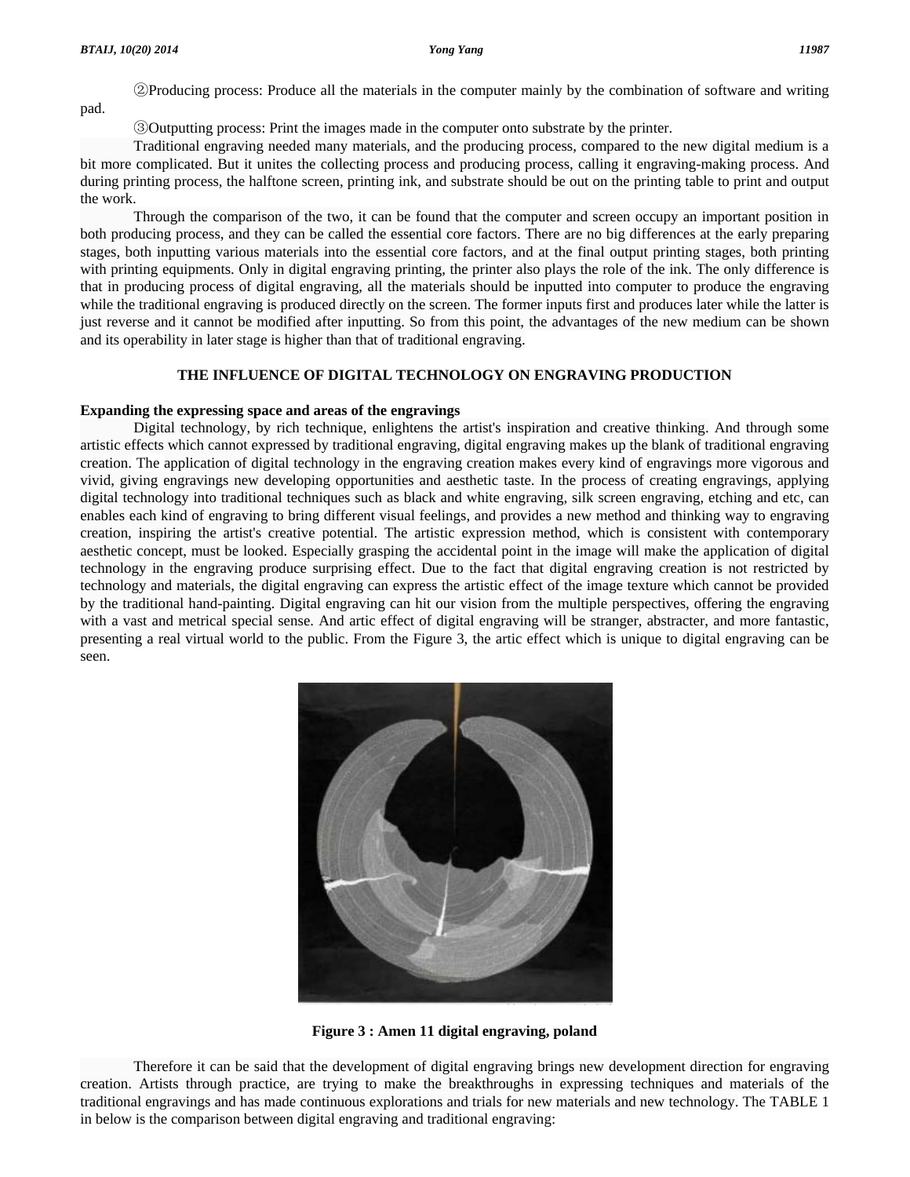②Producing process: Produce all the materials in the computer mainly by the combination of software and writing pad.

③Outputting process: Print the images made in the computer onto substrate by the printer.

Traditional engraving needed many materials, and the producing process, compared to the new digital medium is a bit more complicated. But it unites the collecting process and producing process, calling it engraving-making process. And during printing process, the halftone screen, printing ink, and substrate should be out on the printing table to print and output the work.

Through the comparison of the two, it can be found that the computer and screen occupy an important position in both producing process, and they can be called the essential core factors. There are no big differences at the early preparing stages, both inputting various materials into the essential core factors, and at the final output printing stages, both printing with printing equipments. Only in digital engraving printing, the printer also plays the role of the ink. The only difference is that in producing process of digital engraving, all the materials should be inputted into computer to produce the engraving while the traditional engraving is produced directly on the screen. The former inputs first and produces later while the latter is just reverse and it cannot be modified after inputting. So from this point, the advantages of the new medium can be shown and its operability in later stage is higher than that of traditional engraving.

## THE INFLUENCE OF DIGITAL TECHNOLOGY ON ENGRAVING PRODUCTION

### Expanding the expressing space and areas of the engravings

Digital technology, by rich technique, enlightens the artist's inspiration and creative thinking. And through some artistic effects which cannot expressed by traditional engraving, digital engraving makes up the blank of traditional engraving creation. The application of digital technology in the engraving creation makes every kind of engravings more vigorous and vivid, giving engravings new developing opportunities and aesthetic taste. In the process of creating engravings, applying digital technology into traditional techniques such as black and white engraving, silk screen engraving, etching and etc, can enables each kind of engraving to bring different visual feelings, and provides a new method and thinking way to engraving creation, inspiring the artist's creative potential. The artistic expression method, which is consistent with contemporary aesthetic concept, must be looked. Especially grasping the accidental point in the image will make the application of digital technology in the engraving produce surprising effect. Due to the fact that digital engraving creation is not restricted by technology and materials, the digital engraving can express the artistic effect of the image texture which cannot be provided by the traditional hand-painting. Digital engraving can hit our vision from the multiple perspectives, offering the engraving with a vast and metrical special sense. And artic effect of digital engraving will be stranger, abstracter, and more fantastic, presenting a real virtual world to the public. From the Figure 3, the artic effect which is unique to digital engraving can be seen.

**Figure 3 : Amen 11 digital engraving, poland**

Therefore it can be said that the development of digital engraving brings new development direction for engraving creation. Artists through practice, are trying to make the breakthroughs in expressing techniques and materials of the traditional engravings and has made continuous explorations and trials for new materials and new technology. The TABLE 1 in below is the comparison between digital engraving and traditional engraving: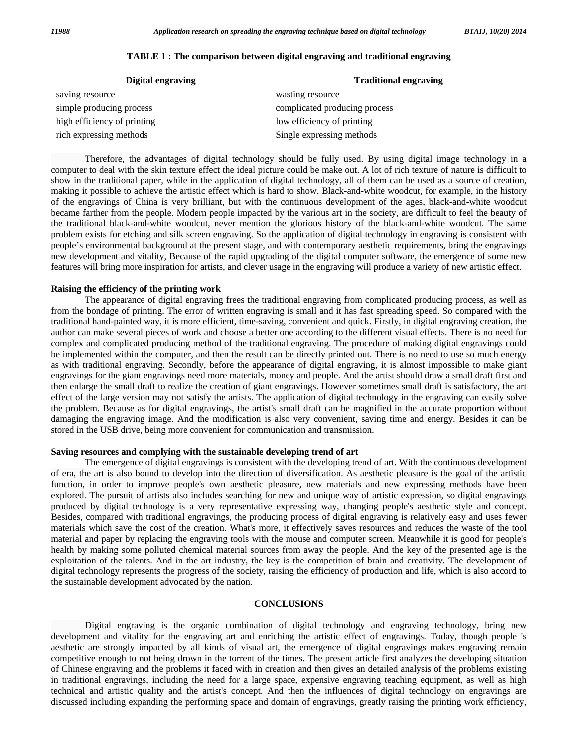**TABLE 1 : The comparison between digital engraving and traditional engraving**

| Digital engraving | Traditional engraving |
|---|---|
| saving resource | wasting resource |
| simple producing process | complicated producing process |
| high efficiency of printing | low efficiency of printing |
| rich expressing methods | Single expressing methods |

Therefore, the advantages of digital technology should be fully used. By using digital image technology in a computer to deal with the skin texture effect the ideal picture could be make out. A lot of rich texture of nature is difficult to show in the traditional paper, while in the application of digital technology, all of them can be used as a source of creation, making it possible to achieve the artistic effect which is hard to show. Black-and-white woodcut, for example, in the history of the engravings of China is very brilliant, but with the continuous development of the ages, black-and-white woodcut became farther from the people. Modern people impacted by the various art in the society, are difficult to feel the beauty of the traditional black-and-white woodcut, never mention the glorious history of the black-and-white woodcut. The same problem exists for etching and silk screen engraving. So the application of digital technology in engraving is consistent with people's environmental background at the present stage, and with contemporary aesthetic requirements, bring the engravings new development and vitality, Because of the rapid upgrading of the digital computer software, the emergence of some new features will bring more inspiration for artists, and clever usage in the engraving will produce a variety of new artistic effect.

**Raising the efficiency of the printing work**

The appearance of digital engraving frees the traditional engraving from complicated producing process, as well as from the bondage of printing. The error of written engraving is small and it has fast spreading speed. So compared with the traditional hand-painted way, it is more efficient, time-saving, convenient and quick. Firstly, in digital engraving creation, the author can make several pieces of work and choose a better one according to the different visual effects. There is no need for complex and complicated producing method of the traditional engraving. The procedure of making digital engravings could be implemented within the computer, and then the result can be directly printed out. There is no need to use so much energy as with traditional engraving. Secondly, before the appearance of digital engraving, it is almost impossible to make giant engravings for the giant engravings need more materials, money and people. And the artist should draw a small draft first and then enlarge the small draft to realize the creation of giant engravings. However sometimes small draft is satisfactory, the art effect of the large version may not satisfy the artists. The application of digital technology in the engraving can easily solve the problem. Because as for digital engravings, the artist's small draft can be magnified in the accurate proportion without damaging the engraving image. And the modification is also very convenient, saving time and energy. Besides it can be stored in the USB drive, being more convenient for communication and transmission.

**Saving resources and complying with the sustainable developing trend of art**

The emergence of digital engravings is consistent with the developing trend of art. With the continuous development of era, the art is also bound to develop into the direction of diversification. As aesthetic pleasure is the goal of the artistic function, in order to improve people's own aesthetic pleasure, new materials and new expressing methods have been explored. The pursuit of artists also includes searching for new and unique way of artistic expression, so digital engravings produced by digital technology is a very representative expressing way, changing people's aesthetic style and concept. Besides, compared with traditional engravings, the producing process of digital engraving is relatively easy and uses fewer materials which save the cost of the creation. What's more, it effectively saves resources and reduces the waste of the tool material and paper by replacing the engraving tools with the mouse and computer screen. Meanwhile it is good for people's health by making some polluted chemical material sources from away the people. And the key of the presented age is the exploitation of the talents. And in the art industry, the key is the competition of brain and creativity. The development of digital technology represents the progress of the society, raising the efficiency of production and life, which is also accord to the sustainable development advocated by the nation.

## CONCLUSIONS

Digital engraving is the organic combination of digital technology and engraving technology, bring new development and vitality for the engraving art and enriching the artistic effect of engravings. Today, though people 's aesthetic are strongly impacted by all kinds of visual art, the emergence of digital engravings makes engraving remain competitive enough to not being drown in the torrent of the times. The present article first analyzes the developing situation of Chinese engraving and the problems it faced with in creation and then gives an detailed analysis of the problems existing in traditional engravings, including the need for a large space, expensive engraving teaching equipment, as well as high technical and artistic quality and the artist's concept. And then the influences of digital technology on engravings are discussed including expanding the performing space and domain of engravings, greatly raising the printing work efficiency,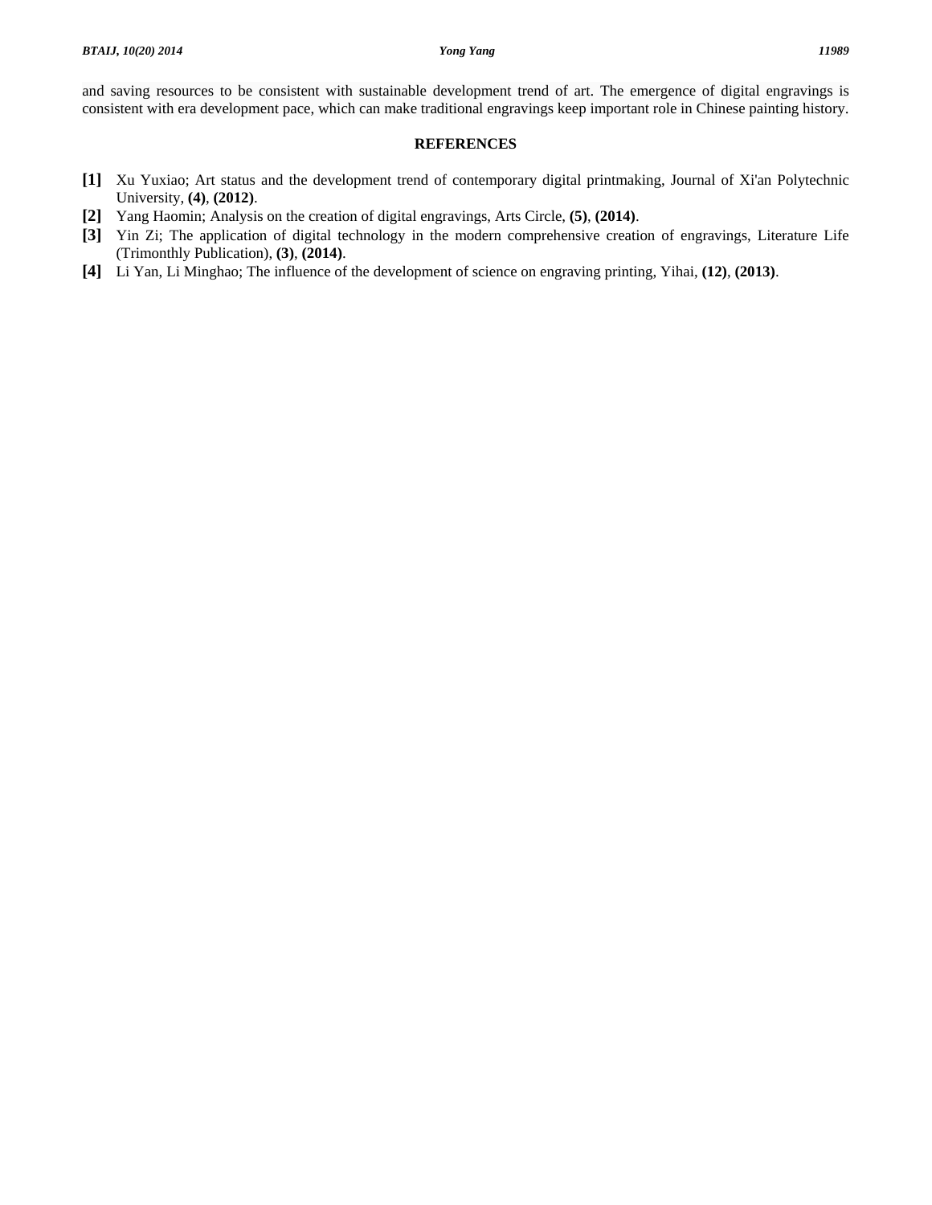and saving resources to be consistent with sustainable development trend of art. The emergence of digital engravings is consistent with era development pace, which can make traditional engravings keep important role in Chinese painting history.

## REFERENCES

**[1]** Xu Yuxiao; Art status and the development trend of contemporary digital printmaking, Journal of Xi'an Polytechnic University, **(4)**, **(2012)**.

**[2]** Yang Haomin; Analysis on the creation of digital engravings, Arts Circle, **(5)**, **(2014)**.

**[3]** Yin Zi; The application of digital technology in the modern comprehensive creation of engravings, Literature Life (Trimonthly Publication), **(3)**, **(2014)**.

**[4]** Li Yan, Li Minghao; The influence of the development of science on engraving printing, Yihai, **(12)**, **(2013)**.